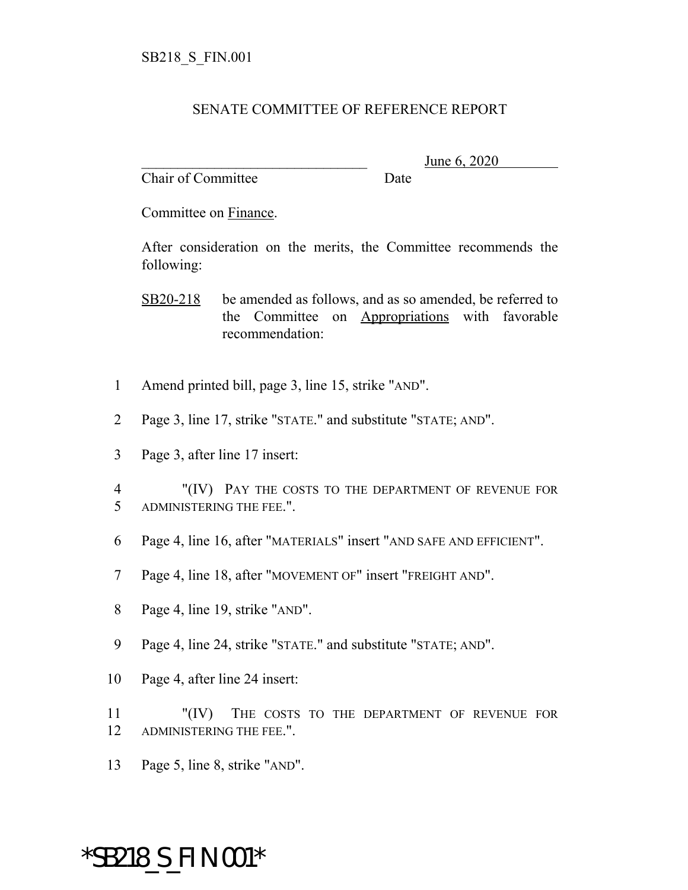SB218_S_FIN.001

# SENATE COMMITTEE OF REFERENCE REPORT

________________________________ June 6, 2020
Chair of Committee Date

Committee on Finance.

After consideration on the merits, the Committee recommends the following:

SB20-218 be amended as follows, and as so amended, be referred to the Committee on Appropriations with favorable recommendation:

1 Amend printed bill, page 3, line 15, strike "AND".

2 Page 3, line 17, strike "STATE." and substitute "STATE; AND".

3 Page 3, after line 17 insert:

4 "(IV) PAY THE COSTS TO THE DEPARTMENT OF REVENUE FOR
5 ADMINISTERING THE FEE.".

6 Page 4, line 16, after "MATERIALS" insert "AND SAFE AND EFFICIENT".

7 Page 4, line 18, after "MOVEMENT OF" insert "FREIGHT AND".

8 Page 4, line 19, strike "AND".

9 Page 4, line 24, strike "STATE." and substitute "STATE; AND".

10 Page 4, after line 24 insert:

11 "(IV) THE COSTS TO THE DEPARTMENT OF REVENUE FOR
12 ADMINISTERING THE FEE.".

13 Page 5, line 8, strike "AND".

*SB218_S_FIN.001*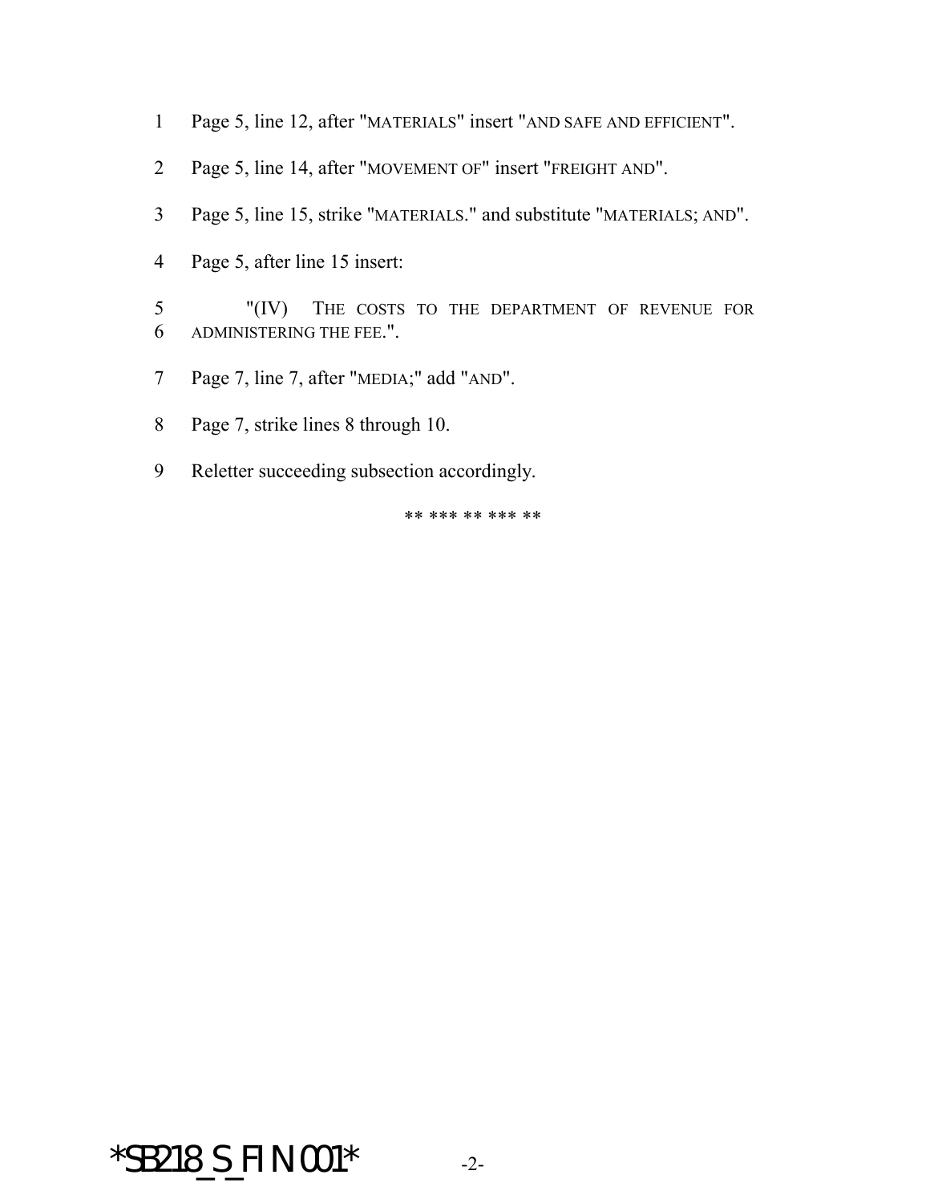1 Page 5, line 12, after "MATERIALS" insert "AND SAFE AND EFFICIENT".

2 Page 5, line 14, after "MOVEMENT OF" insert "FREIGHT AND".

3 Page 5, line 15, strike "MATERIALS." and substitute "MATERIALS; AND".

4 Page 5, after line 15 insert:

5 "(IV) THE COSTS TO THE DEPARTMENT OF REVENUE FOR
6 ADMINISTERING THE FEE.".

7 Page 7, line 7, after "MEDIA;" add "AND".

8 Page 7, strike lines 8 through 10.

9 Reletter succeeding subsection accordingly.

** *** ** *** **

*SB218_S_FIN.001*